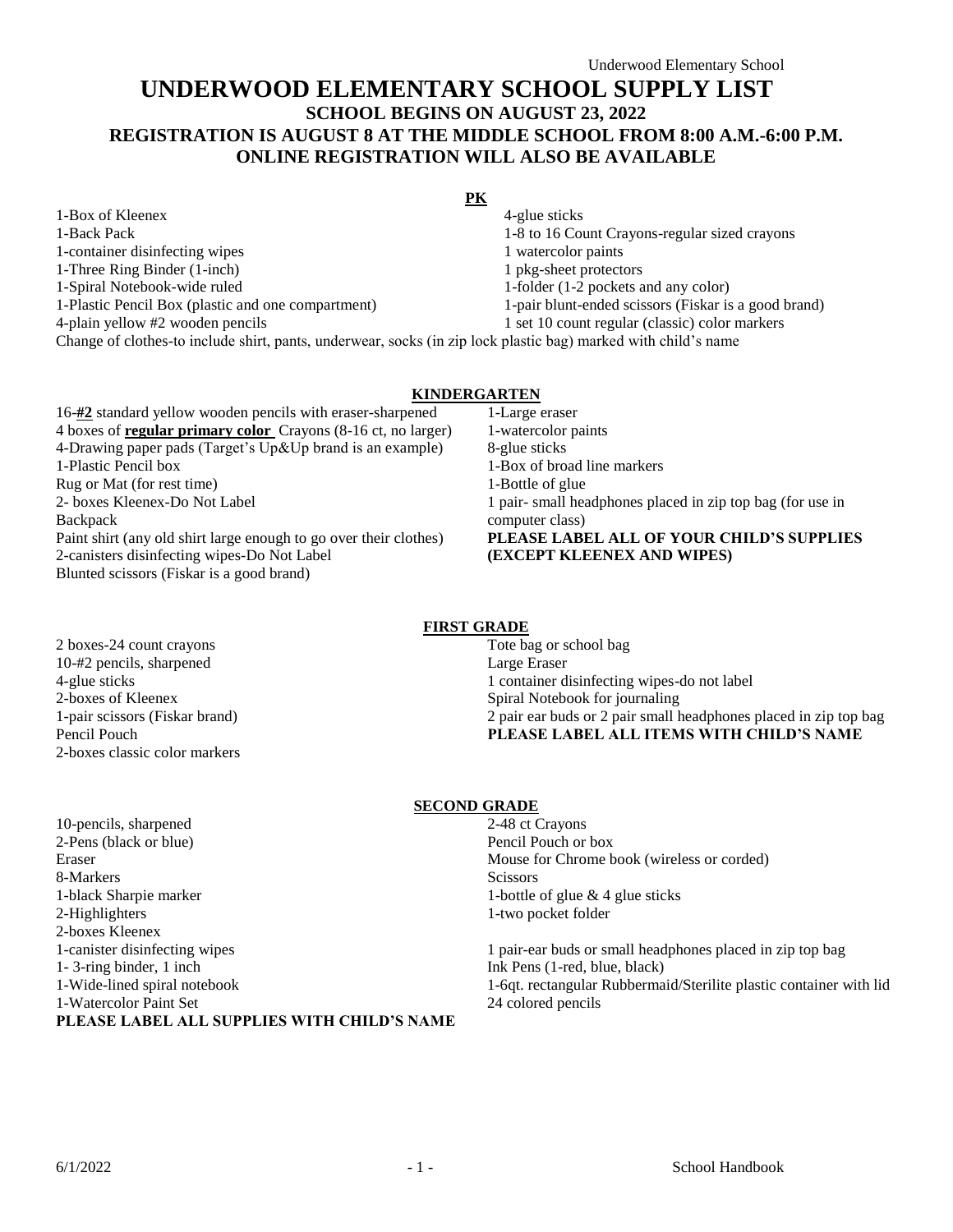# UNDERWOOD ELEMENTARY SCHOOL SUPPLY LIST

## SCHOOL BEGINS ON AUGUST 23, 2022
## REGISTRATION IS AUGUST 8 AT THE MIDDLE SCHOOL FROM 8:00 A.M.-6:00 P.M.
## ONLINE REGISTRATION WILL ALSO BE AVAILABLE

### PK

1-Box of Kleenex
1-Back Pack
1-container disinfecting wipes
1-Three Ring Binder (1-inch)
1-Spiral Notebook-wide ruled
1-Plastic Pencil Box (plastic and one compartment)
4-plain yellow #2 wooden pencils
4-glue sticks
1-8 to 16 Count Crayons-regular sized crayons
1 watercolor paints
1 pkg-sheet protectors
1-folder (1-2 pockets and any color)
1-pair blunt-ended scissors (Fiskar is a good brand)
1 set 10 count regular (classic) color markers

Change of clothes-to include shirt, pants, underwear, socks (in zip lock plastic bag) marked with child's name

### KINDERGARTEN

16-**#2** standard yellow wooden pencils with eraser-sharpened
4 boxes of **regular primary color** Crayons (8-16 ct, no larger)
4-Drawing paper pads (Target's Up&Up brand is an example)
1-Plastic Pencil box
Rug or Mat (for rest time)
2- boxes Kleenex-Do Not Label
Backpack
Paint shirt (any old shirt large enough to go over their clothes)
2-canisters disinfecting wipes-Do Not Label
Blunted scissors (Fiskar is a good brand)
1-Large eraser
1-watercolor paints
8-glue sticks
1-Box of broad line markers
1-Bottle of glue
1 pair- small headphones placed in zip top bag (for use in computer class)

**PLEASE LABEL ALL OF YOUR CHILD'S SUPPLIES (EXCEPT KLEENEX AND WIPES)**

### FIRST GRADE

2 boxes-24 count crayons
10-#2 pencils, sharpened
4-glue sticks
2-boxes of Kleenex
1-pair scissors (Fiskar brand)
Pencil Pouch
2-boxes classic color markers
Tote bag or school bag
Large Eraser
1 container disinfecting wipes-do not label
Spiral Notebook for journaling
2 pair ear buds or 2 pair small headphones placed in zip top bag

**PLEASE LABEL ALL ITEMS WITH CHILD'S NAME**

### SECOND GRADE

10-pencils, sharpened
2-Pens (black or blue)
Eraser
8-Markers
1-black Sharpie marker
2-Highlighters
2-boxes Kleenex
1-canister disinfecting wipes
1- 3-ring binder, 1 inch
1-Wide-lined spiral notebook
1-Watercolor Paint Set
2-48 ct Crayons
Pencil Pouch or box
Mouse for Chrome book (wireless or corded)
Scissors
1-bottle of glue & 4 glue sticks
1-two pocket folder
1 pair-ear buds or small headphones placed in zip top bag
Ink Pens (1-red, blue, black)
1-6qt. rectangular Rubbermaid/Sterilite plastic container with lid
24 colored pencils

**PLEASE LABEL ALL SUPPLIES WITH CHILD'S NAME**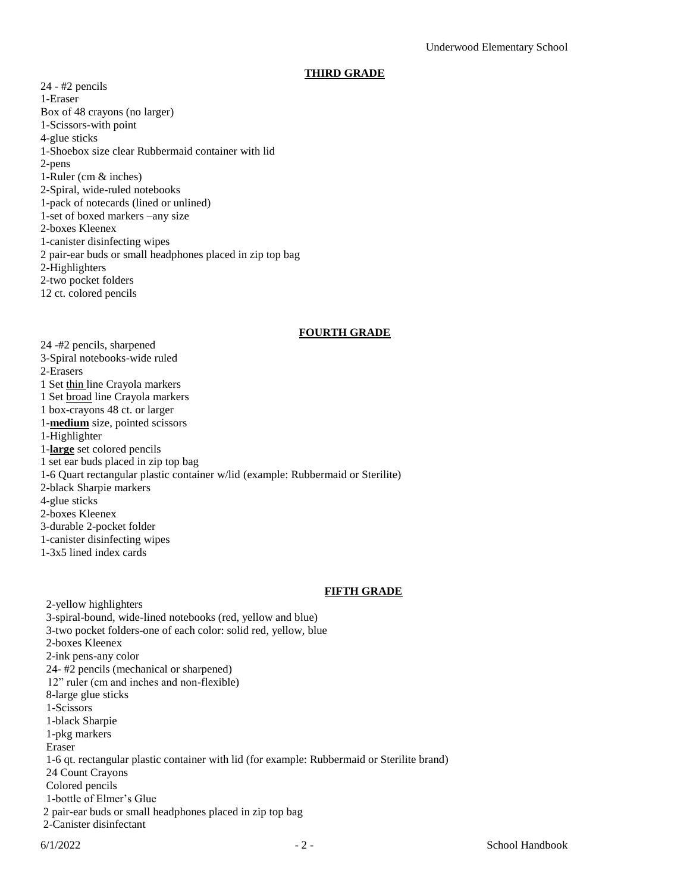## THIRD GRADE

24 - #2 pencils
1-Eraser
Box of 48 crayons (no larger)
1-Scissors-with point
4-glue sticks
1-Shoebox size clear Rubbermaid container with lid
2-pens
1-Ruler (cm & inches)
2-Spiral, wide-ruled notebooks
1-pack of notecards (lined or unlined)
1-set of boxed markers –any size
2-boxes Kleenex
1-canister disinfecting wipes
2 pair-ear buds or small headphones placed in zip top bag
2-Highlighters
2-two pocket folders
12 ct. colored pencils

## FOURTH GRADE

24 -#2 pencils, sharpened
3-Spiral notebooks-wide ruled
2-Erasers
1 Set thin line Crayola markers
1 Set broad line Crayola markers
1 box-crayons 48 ct. or larger
1-**medium** size, pointed scissors
1-Highlighter
1-**large** set colored pencils
1 set ear buds placed in zip top bag
1-6 Quart rectangular plastic container w/lid (example: Rubbermaid or Sterilite)
2-black Sharpie markers
4-glue sticks
2-boxes Kleenex
3-durable 2-pocket folder
1-canister disinfecting wipes
1-3x5 lined index cards

## FIFTH GRADE

2-yellow highlighters
3-spiral-bound, wide-lined notebooks (red, yellow and blue)
3-two pocket folders-one of each color: solid red, yellow, blue
2-boxes Kleenex
2-ink pens-any color
24- #2 pencils (mechanical or sharpened)
12" ruler (cm and inches and non-flexible)
8-large glue sticks
1-Scissors
1-black Sharpie
1-pkg markers
Eraser
1-6 qt. rectangular plastic container with lid (for example: Rubbermaid or Sterilite brand)
24 Count Crayons
Colored pencils
1-bottle of Elmer's Glue
2 pair-ear buds or small headphones placed in zip top bag
2-Canister disinfectant